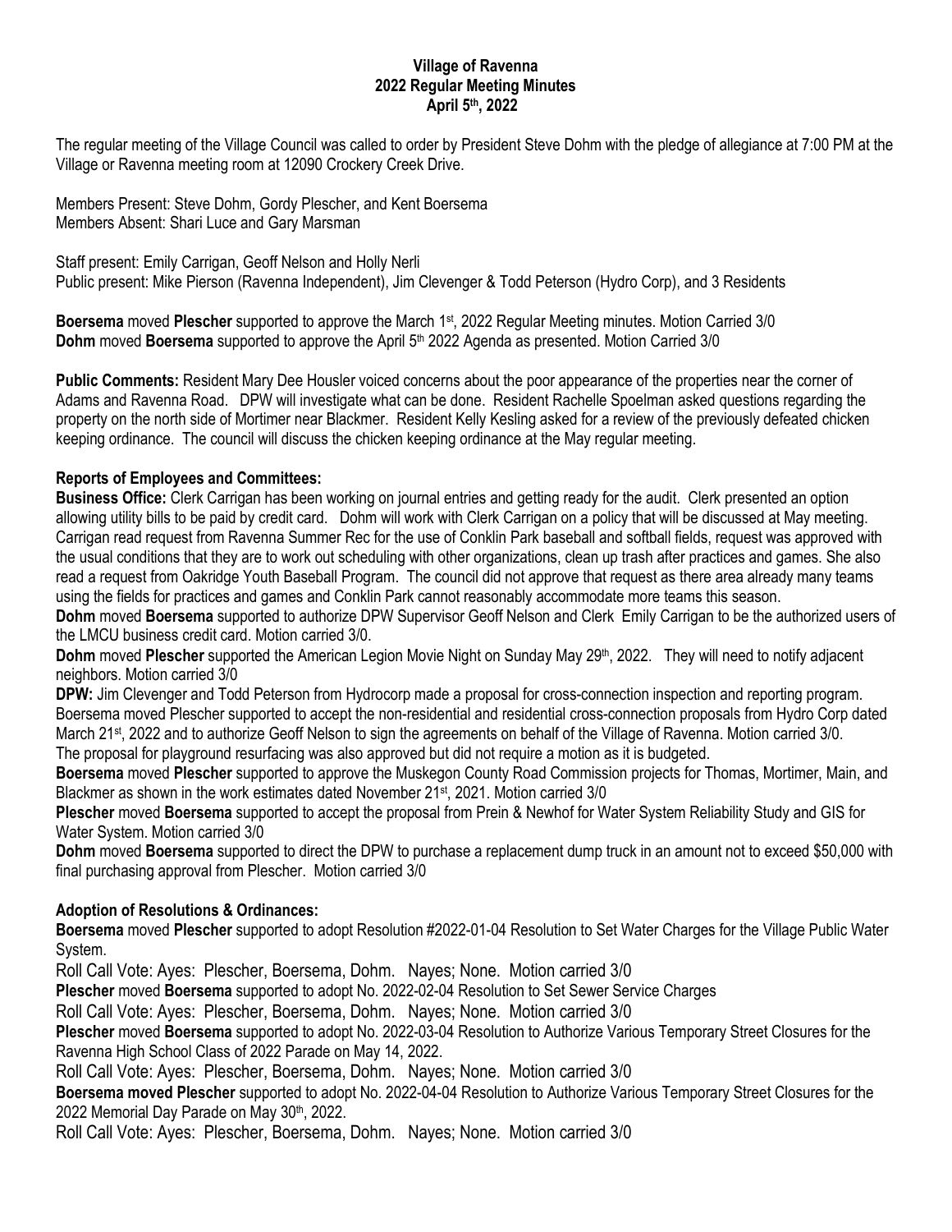**Village of Ravenna**
**2022 Regular Meeting Minutes**
**April 5th, 2022**

The regular meeting of the Village Council was called to order by President Steve Dohm with the pledge of allegiance at 7:00 PM at the Village or Ravenna meeting room at 12090 Crockery Creek Drive.

Members Present: Steve Dohm, Gordy Plescher, and Kent Boersema
Members Absent: Shari Luce and Gary Marsman

Staff present: Emily Carrigan, Geoff Nelson and Holly Nerli
Public present: Mike Pierson (Ravenna Independent), Jim Clevenger & Todd Peterson (Hydro Corp), and 3 Residents

**Boersema** moved **Plescher** supported to approve the March 1st, 2022 Regular Meeting minutes. Motion Carried 3/0
**Dohm** moved **Boersema** supported to approve the April 5th 2022 Agenda as presented. Motion Carried 3/0

**Public Comments:** Resident Mary Dee Housler voiced concerns about the poor appearance of the properties near the corner of Adams and Ravenna Road. DPW will investigate what can be done. Resident Rachelle Spoelman asked questions regarding the property on the north side of Mortimer near Blackmer. Resident Kelly Kesling asked for a review of the previously defeated chicken keeping ordinance. The council will discuss the chicken keeping ordinance at the May regular meeting.

**Reports of Employees and Committees:**

**Business Office:** Clerk Carrigan has been working on journal entries and getting ready for the audit. Clerk presented an option allowing utility bills to be paid by credit card. Dohm will work with Clerk Carrigan on a policy that will be discussed at May meeting. Carrigan read request from Ravenna Summer Rec for the use of Conklin Park baseball and softball fields, request was approved with the usual conditions that they are to work out scheduling with other organizations, clean up trash after practices and games. She also read a request from Oakridge Youth Baseball Program. The council did not approve that request as there area already many teams using the fields for practices and games and Conklin Park cannot reasonably accommodate more teams this season.

**Dohm** moved **Boersema** supported to authorize DPW Supervisor Geoff Nelson and Clerk Emily Carrigan to be the authorized users of the LMCU business credit card. Motion carried 3/0.

**Dohm** moved **Plescher** supported the American Legion Movie Night on Sunday May 29th, 2022. They will need to notify adjacent neighbors. Motion carried 3/0

**DPW:** Jim Clevenger and Todd Peterson from Hydrocorp made a proposal for cross-connection inspection and reporting program. Boersema moved Plescher supported to accept the non-residential and residential cross-connection proposals from Hydro Corp dated March 21st, 2022 and to authorize Geoff Nelson to sign the agreements on behalf of the Village of Ravenna. Motion carried 3/0. The proposal for playground resurfacing was also approved but did not require a motion as it is budgeted.

**Boersema** moved **Plescher** supported to approve the Muskegon County Road Commission projects for Thomas, Mortimer, Main, and Blackmer as shown in the work estimates dated November 21st, 2021. Motion carried 3/0

**Plescher** moved **Boersema** supported to accept the proposal from Prein & Newhof for Water System Reliability Study and GIS for Water System. Motion carried 3/0

**Dohm** moved **Boersema** supported to direct the DPW to purchase a replacement dump truck in an amount not to exceed $50,000 with final purchasing approval from Plescher. Motion carried 3/0

**Adoption of Resolutions & Ordinances:**

**Boersema** moved **Plescher** supported to adopt Resolution #2022-01-04 Resolution to Set Water Charges for the Village Public Water System.

Roll Call Vote: Ayes: Plescher, Boersema, Dohm. Nayes; None. Motion carried 3/0

**Plescher** moved **Boersema** supported to adopt No. 2022-02-04 Resolution to Set Sewer Service Charges

Roll Call Vote: Ayes: Plescher, Boersema, Dohm. Nayes; None. Motion carried 3/0

**Plescher** moved **Boersema** supported to adopt No. 2022-03-04 Resolution to Authorize Various Temporary Street Closures for the Ravenna High School Class of 2022 Parade on May 14, 2022.

Roll Call Vote: Ayes: Plescher, Boersema, Dohm. Nayes; None. Motion carried 3/0

**Boersema moved Plescher** supported to adopt No. 2022-04-04 Resolution to Authorize Various Temporary Street Closures for the 2022 Memorial Day Parade on May 30th, 2022.

Roll Call Vote: Ayes: Plescher, Boersema, Dohm. Nayes; None. Motion carried 3/0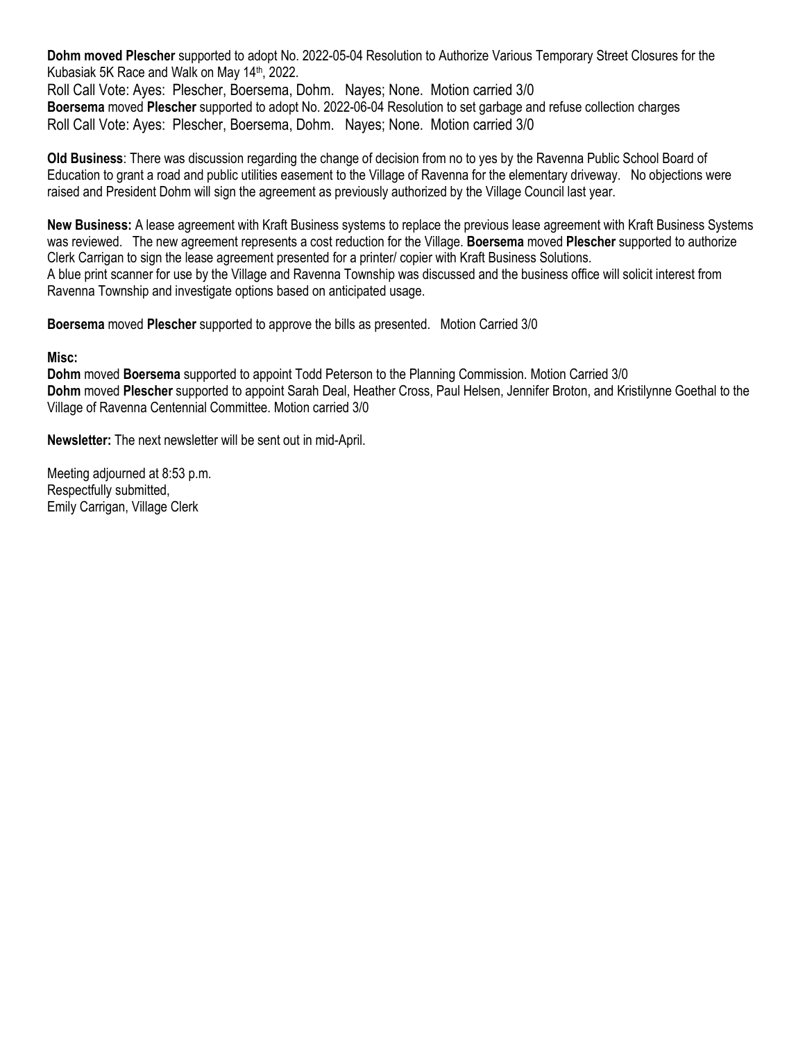**Dohm moved Plescher** supported to adopt No. 2022-05-04 Resolution to Authorize Various Temporary Street Closures for the Kubasiak 5K Race and Walk on May 14th, 2022.
Roll Call Vote: Ayes: Plescher, Boersema, Dohm. Nayes; None. Motion carried 3/0
**Boersema** moved **Plescher** supported to adopt No. 2022-06-04 Resolution to set garbage and refuse collection charges
Roll Call Vote: Ayes: Plescher, Boersema, Dohm. Nayes; None. Motion carried 3/0

**Old Business**: There was discussion regarding the change of decision from no to yes by the Ravenna Public School Board of Education to grant a road and public utilities easement to the Village of Ravenna for the elementary driveway. No objections were raised and President Dohm will sign the agreement as previously authorized by the Village Council last year.

**New Business:** A lease agreement with Kraft Business systems to replace the previous lease agreement with Kraft Business Systems was reviewed. The new agreement represents a cost reduction for the Village. **Boersema** moved **Plescher** supported to authorize Clerk Carrigan to sign the lease agreement presented for a printer/ copier with Kraft Business Solutions.
A blue print scanner for use by the Village and Ravenna Township was discussed and the business office will solicit interest from Ravenna Township and investigate options based on anticipated usage.

**Boersema** moved **Plescher** supported to approve the bills as presented. Motion Carried 3/0

**Misc:**
**Dohm** moved **Boersema** supported to appoint Todd Peterson to the Planning Commission. Motion Carried 3/0
**Dohm** moved **Plescher** supported to appoint Sarah Deal, Heather Cross, Paul Helsen, Jennifer Broton, and Kristilynne Goethal to the Village of Ravenna Centennial Committee. Motion carried 3/0

**Newsletter:** The next newsletter will be sent out in mid-April.

Meeting adjourned at 8:53 p.m.
Respectfully submitted,
Emily Carrigan, Village Clerk